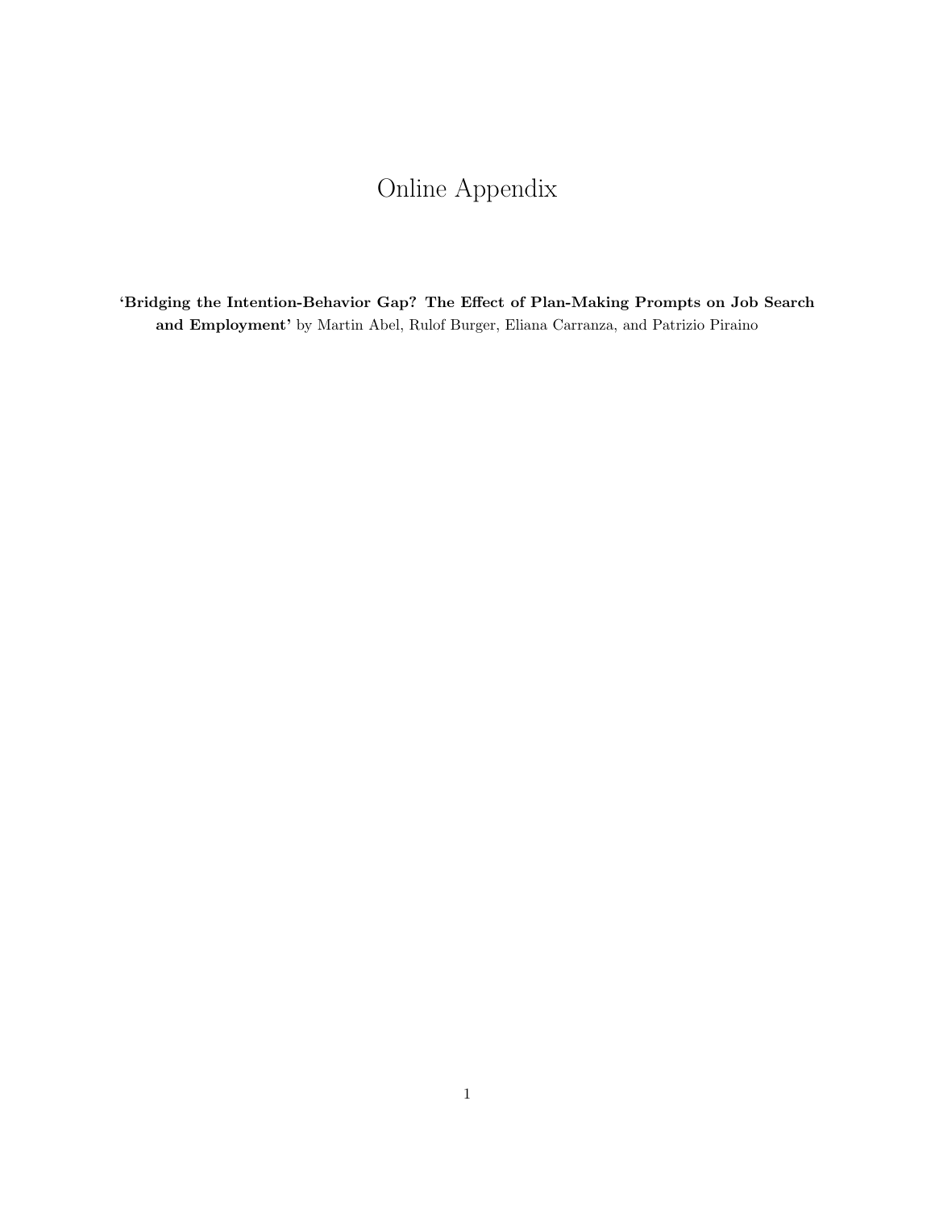# Online Appendix

**'Bridging the Intention-Behavior Gap? The Effect of Plan-Making Prompts on Job Search and Employment'** by Martin Abel, Rulof Burger, Eliana Carranza, and Patrizio Piraino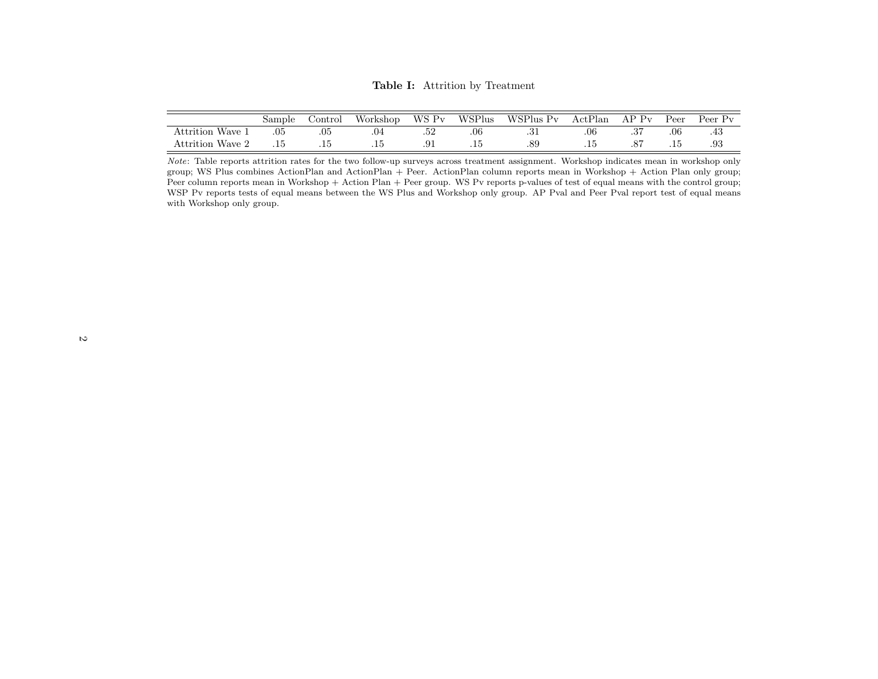**Table I:** Attrition by Treatment

| | Sample | Control | Workshop | WS Pv | WSPlus | WSPlus Pv | ActPlan | AP Pv | Peer | Peer Pv |
|---|---|---|---|---|---|---|---|---|---|---|
| Attrition Wave 1 | .05 | .05 | .04 | .52 | .06 | .31 | .06 | .37 | .06 | .43 |
| Attrition Wave 2 | .15 | .15 | .15 | .91 | .15 | .89 | .15 | .87 | .15 | .93 |

*Note*: Table reports attrition rates for the two follow-up surveys across treatment assignment. Workshop indicates mean in workshop only group; WS Plus combines ActionPlan and ActionPlan + Peer. ActionPlan column reports mean in Workshop + Action Plan only group; Peer column reports mean in Workshop + Action Plan + Peer group. WS Pv reports p-values of test of equal means with the control group; WSP Pv reports tests of equal means between the WS Plus and Workshop only group. AP Pval and Peer Pval report test of equal means with Workshop only group.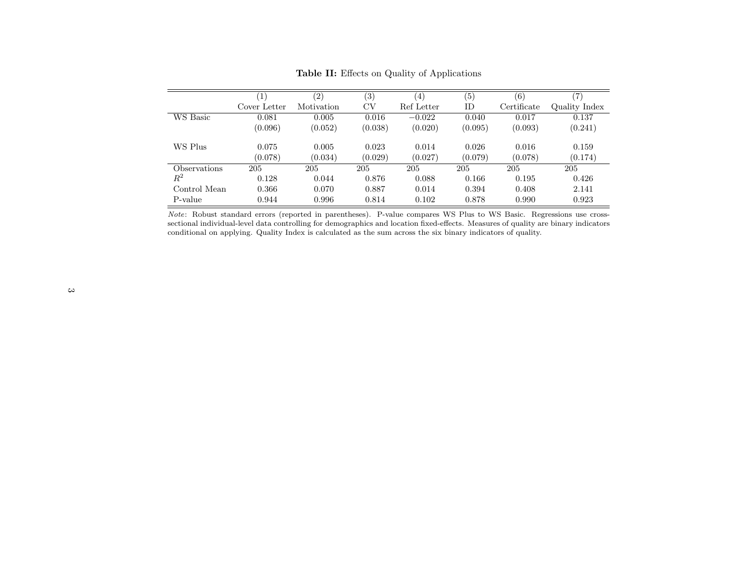**Table II:** Effects on Quality of Applications

| | (1) Cover Letter | (2) Motivation | (3) CV | (4) Ref Letter | (5) ID | (6) Certificate | (7) Quality Index |
|---|---|---|---|---|---|---|---|
| WS Basic | 0.081 | 0.005 | 0.016 | −0.022 | 0.040 | 0.017 | 0.137 |
| | (0.096) | (0.052) | (0.038) | (0.020) | (0.095) | (0.093) | (0.241) |
| WS Plus | 0.075 | 0.005 | 0.023 | 0.014 | 0.026 | 0.016 | 0.159 |
| | (0.078) | (0.034) | (0.029) | (0.027) | (0.079) | (0.078) | (0.174) |
| Observations | 205 | 205 | 205 | 205 | 205 | 205 | 205 |
| $R^2$ | 0.128 | 0.044 | 0.876 | 0.088 | 0.166 | 0.195 | 0.426 |
| Control Mean | 0.366 | 0.070 | 0.887 | 0.014 | 0.394 | 0.408 | 2.141 |
| P-value | 0.944 | 0.996 | 0.814 | 0.102 | 0.878 | 0.990 | 0.923 |

*Note*: Robust standard errors (reported in parentheses). P-value compares WS Plus to WS Basic. Regressions use cross-sectional individual-level data controlling for demographics and location fixed-effects. Measures of quality are binary indicators conditional on applying. Quality Index is calculated as the sum across the six binary indicators of quality.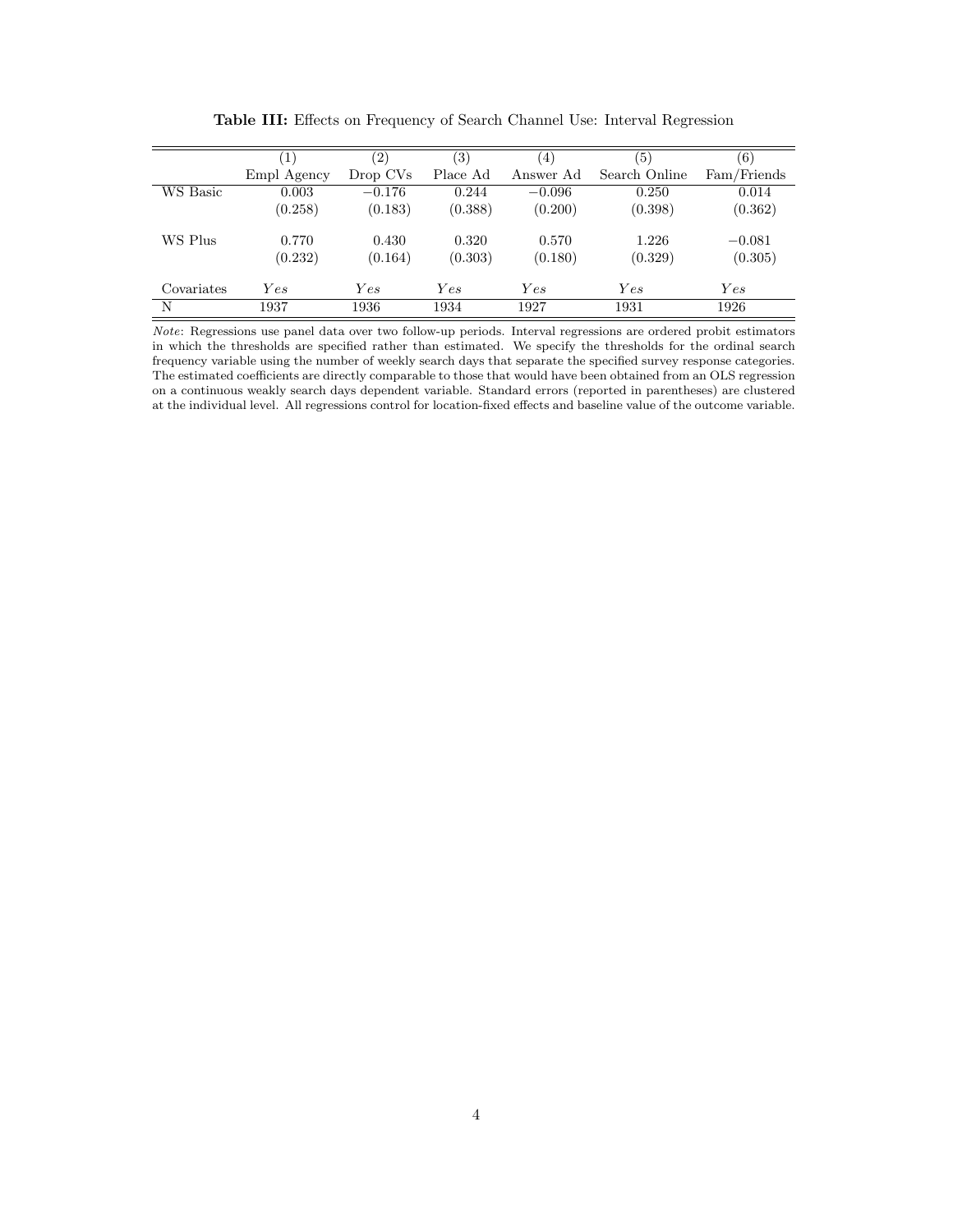**Table III:** Effects on Frequency of Search Channel Use: Interval Regression

| | (1) | (2) | (3) | (4) | (5) | (6) |
|---|---|---|---|---|---|---|
| | Empl Agency | Drop CVs | Place Ad | Answer Ad | Search Online | Fam/Friends |
| WS Basic | 0.003 | −0.176 | 0.244 | −0.096 | 0.250 | 0.014 |
| | (0.258) | (0.183) | (0.388) | (0.200) | (0.398) | (0.362) |
| WS Plus | 0.770 | 0.430 | 0.320 | 0.570 | 1.226 | −0.081 |
| | (0.232) | (0.164) | (0.303) | (0.180) | (0.329) | (0.305) |
| Covariates | *Yes* | *Yes* | *Yes* | *Yes* | *Yes* | *Yes* |
| N | 1937 | 1936 | 1934 | 1927 | 1931 | 1926 |

*Note*: Regressions use panel data over two follow-up periods. Interval regressions are ordered probit estimators in which the thresholds are specified rather than estimated. We specify the thresholds for the ordinal search frequency variable using the number of weekly search days that separate the specified survey response categories. The estimated coefficients are directly comparable to those that would have been obtained from an OLS regression on a continuous weakly search days dependent variable. Standard errors (reported in parentheses) are clustered at the individual level. All regressions control for location-fixed effects and baseline value of the outcome variable.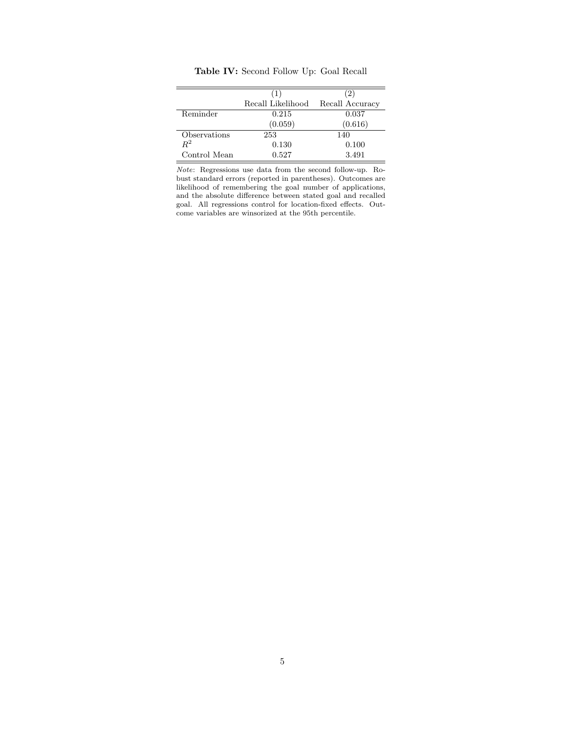**Table IV:** Second Follow Up: Goal Recall

| | (1) | (2) |
|---|---|---|
| | Recall Likelihood | Recall Accuracy |
| Reminder | 0.215 | 0.037 |
| | (0.059) | (0.616) |
| Observations | 253 | 140 |
| $R^2$ | 0.130 | 0.100 |
| Control Mean | 0.527 | 3.491 |

*Note*: Regressions use data from the second follow-up. Robust standard errors (reported in parentheses). Outcomes are likelihood of remembering the goal number of applications, and the absolute difference between stated goal and recalled goal. All regressions control for location-fixed effects. Outcome variables are winsorized at the 95th percentile.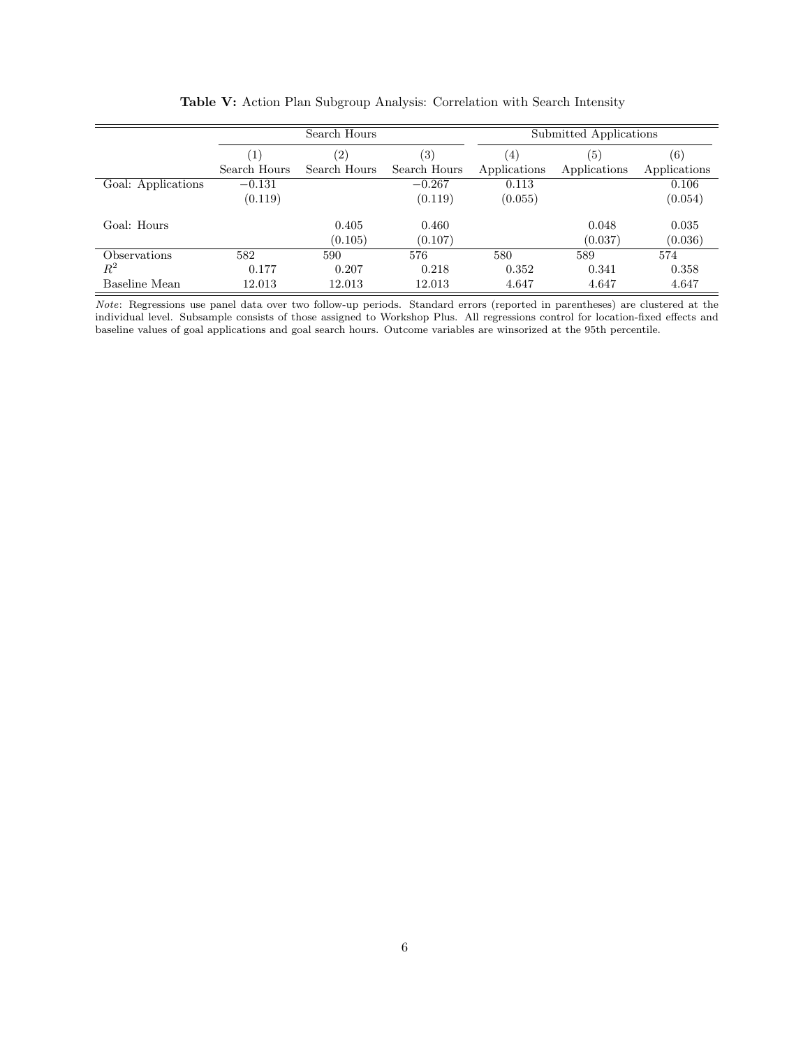**Table V:** Action Plan Subgroup Analysis: Correlation with Search Intensity

| | Search Hours | | | Submitted Applications | | |
|---|---|---|---|---|---|---|
| | (1) | (2) | (3) | (4) | (5) | (6) |
| | Search Hours | Search Hours | Search Hours | Applications | Applications | Applications |
| Goal: Applications | −0.131 | | −0.267 | 0.113 | | 0.106 |
| | (0.119) | | (0.119) | (0.055) | | (0.054) |
| Goal: Hours | | 0.405 | 0.460 | | 0.048 | 0.035 |
| | | (0.105) | (0.107) | | (0.037) | (0.036) |
| Observations | 582 | 590 | 576 | 580 | 589 | 574 |
| $R^2$ | 0.177 | 0.207 | 0.218 | 0.352 | 0.341 | 0.358 |
| Baseline Mean | 12.013 | 12.013 | 12.013 | 4.647 | 4.647 | 4.647 |

*Note*: Regressions use panel data over two follow-up periods. Standard errors (reported in parentheses) are clustered at the individual level. Subsample consists of those assigned to Workshop Plus. All regressions control for location-fixed effects and baseline values of goal applications and goal search hours. Outcome variables are winsorized at the 95th percentile.